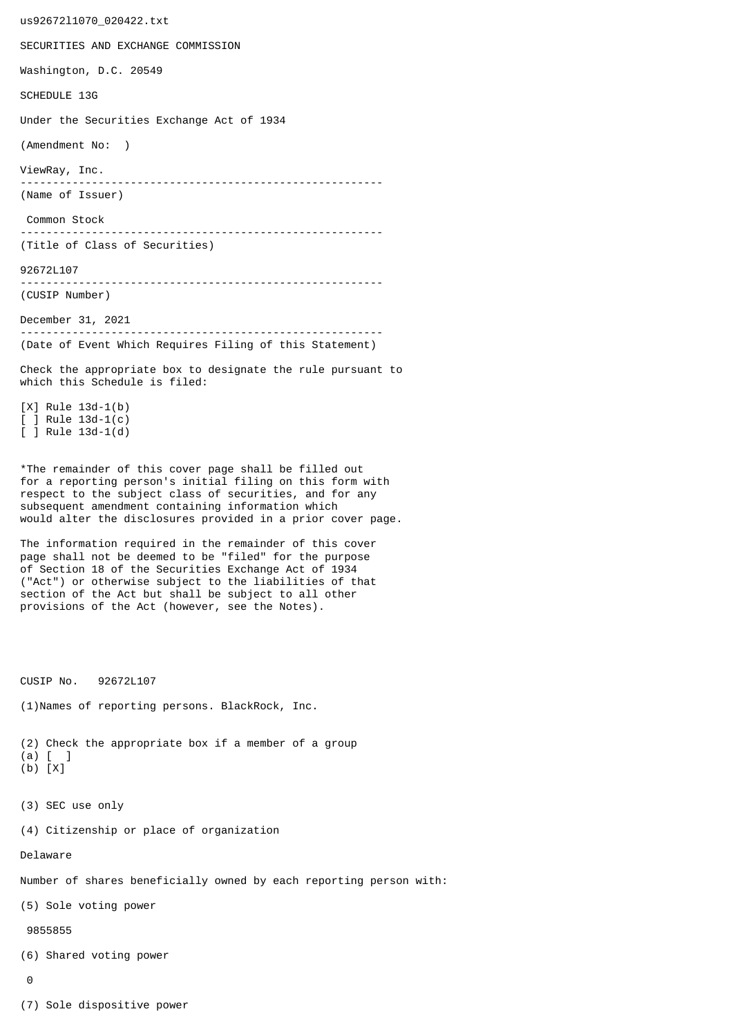us92672l1070_020422.txt

SECURITIES AND EXCHANGE COMMISSION

Washington, D.C. 20549

SCHEDULE 13G

Under the Securities Exchange Act of 1934

(Amendment No:  )

ViewRay, Inc.

--------------------------------------------------------

(Name of Issuer)

Common Stock

--------------------------------------------------------

(Title of Class of Securities)

92672L107

--------------------------------------------------------

(CUSIP Number)

December 31, 2021

--------------------------------------------------------

(Date of Event Which Requires Filing of this Statement)

Check the appropriate box to designate the rule pursuant to which this Schedule is filed:

[X] Rule 13d-1(b)
[ ] Rule 13d-1(c)
[ ] Rule 13d-1(d)

*The remainder of this cover page shall be filled out for a reporting person's initial filing on this form with respect to the subject class of securities, and for any subsequent amendment containing information which would alter the disclosures provided in a prior cover page.

The information required in the remainder of this cover page shall not be deemed to be "filed" for the purpose of Section 18 of the Securities Exchange Act of 1934 ("Act") or otherwise subject to the liabilities of that section of the Act but shall be subject to all other provisions of the Act (however, see the Notes).

CUSIP No.   92672L107

(1)Names of reporting persons. BlackRock, Inc.

(2) Check the appropriate box if a member of a group
(a) [  ]
(b) [X]

(3) SEC use only

(4) Citizenship or place of organization

Delaware

Number of shares beneficially owned by each reporting person with:

(5) Sole voting power

9855855

(6) Shared voting power

0

(7) Sole dispositive power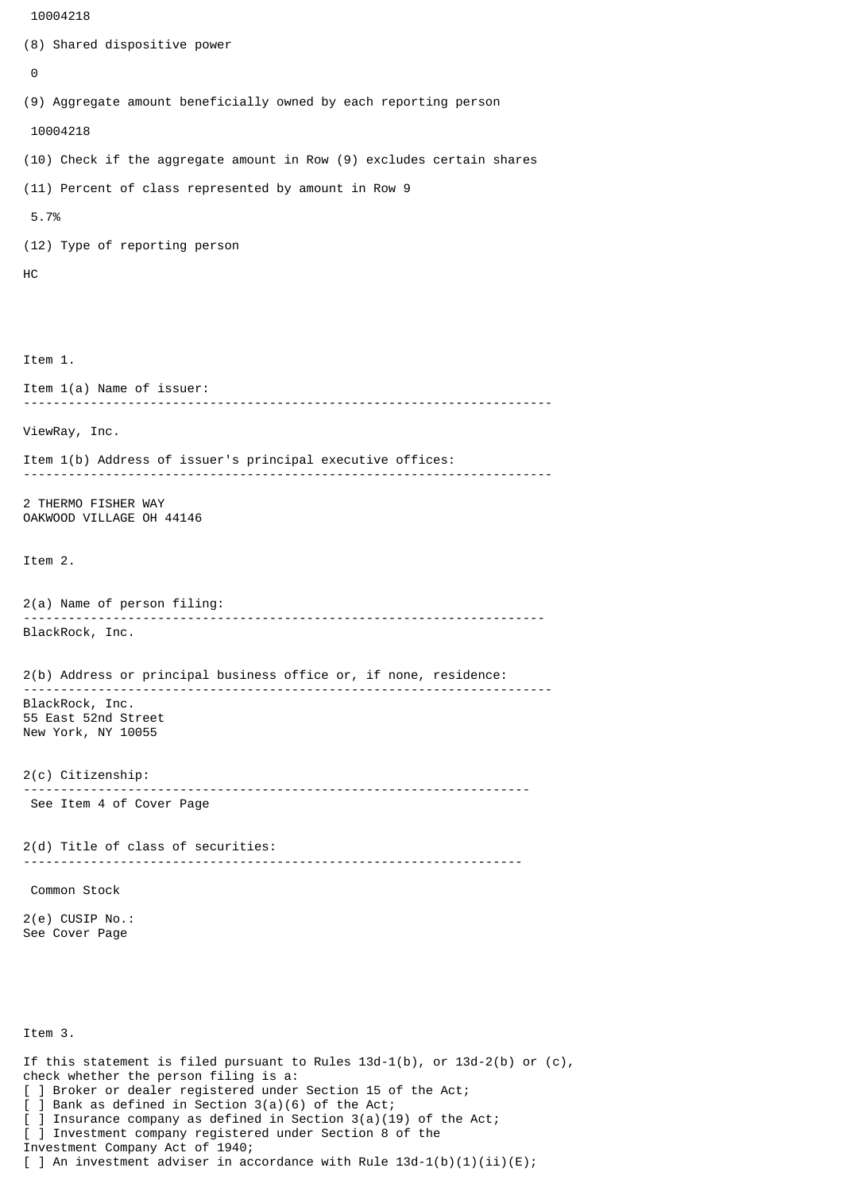10004218

(8) Shared dispositive power

0

(9) Aggregate amount beneficially owned by each reporting person

10004218

(10) Check if the aggregate amount in Row (9) excludes certain shares

(11) Percent of class represented by amount in Row 9

5.7%

(12) Type of reporting person

HC

Item 1.

Item 1(a) Name of issuer:

---

ViewRay, Inc.

Item 1(b) Address of issuer's principal executive offices:

---

2 THERMO FISHER WAY
OAKWOOD VILLAGE OH 44146

Item 2.

2(a) Name of person filing:

---

BlackRock, Inc.

2(b) Address or principal business office or, if none, residence:

---

BlackRock, Inc.
55 East 52nd Street
New York, NY 10055

2(c) Citizenship:

---

See Item 4 of Cover Page

2(d) Title of class of securities:

---

Common Stock

2(e) CUSIP No.:
See Cover Page

Item 3.

If this statement is filed pursuant to Rules 13d-1(b), or 13d-2(b) or (c), check whether the person filing is a:
[ ] Broker or dealer registered under Section 15 of the Act;
[ ] Bank as defined in Section 3(a)(6) of the Act;
[ ] Insurance company as defined in Section 3(a)(19) of the Act;
[ ] Investment company registered under Section 8 of the Investment Company Act of 1940;
[ ] An investment adviser in accordance with Rule 13d-1(b)(1)(ii)(E);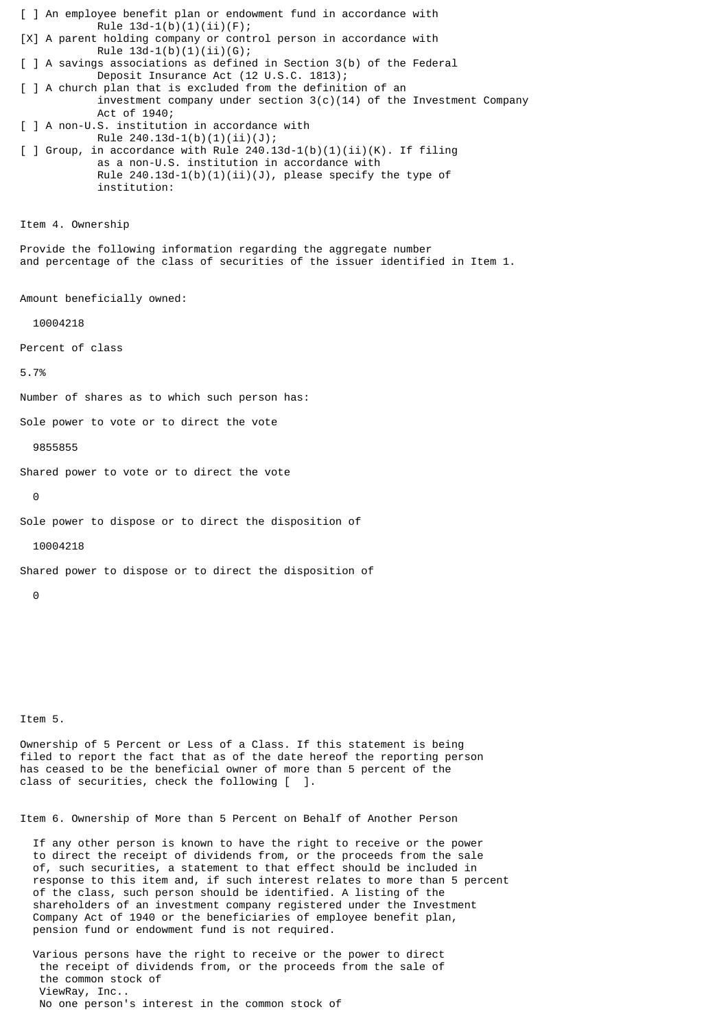[ ] An employee benefit plan or endowment fund in accordance with Rule 13d-1(b)(1)(ii)(F);

[X] A parent holding company or control person in accordance with Rule 13d-1(b)(1)(ii)(G);

[ ] A savings associations as defined in Section 3(b) of the Federal Deposit Insurance Act (12 U.S.C. 1813);

[ ] A church plan that is excluded from the definition of an investment company under section 3(c)(14) of the Investment Company Act of 1940;

[ ] A non-U.S. institution in accordance with Rule 240.13d-1(b)(1)(ii)(J);

[ ] Group, in accordance with Rule 240.13d-1(b)(1)(ii)(K). If filing as a non-U.S. institution in accordance with Rule 240.13d-1(b)(1)(ii)(J), please specify the type of institution:

Item 4. Ownership

Provide the following information regarding the aggregate number and percentage of the class of securities of the issuer identified in Item 1.

Amount beneficially owned:

10004218

Percent of class

5.7%

Number of shares as to which such person has:

Sole power to vote or to direct the vote

9855855

Shared power to vote or to direct the vote

0

Sole power to dispose or to direct the disposition of

10004218

Shared power to dispose or to direct the disposition of

0

Item 5.

Ownership of 5 Percent or Less of a Class. If this statement is being filed to report the fact that as of the date hereof the reporting person has ceased to be the beneficial owner of more than 5 percent of the class of securities, check the following [ ].

Item 6. Ownership of More than 5 Percent on Behalf of Another Person

If any other person is known to have the right to receive or the power to direct the receipt of dividends from, or the proceeds from the sale of, such securities, a statement to that effect should be included in response to this item and, if such interest relates to more than 5 percent of the class, such person should be identified. A listing of the shareholders of an investment company registered under the Investment Company Act of 1940 or the beneficiaries of employee benefit plan, pension fund or endowment fund is not required.

Various persons have the right to receive or the power to direct the receipt of dividends from, or the proceeds from the sale of the common stock of ViewRay, Inc.. No one person's interest in the common stock of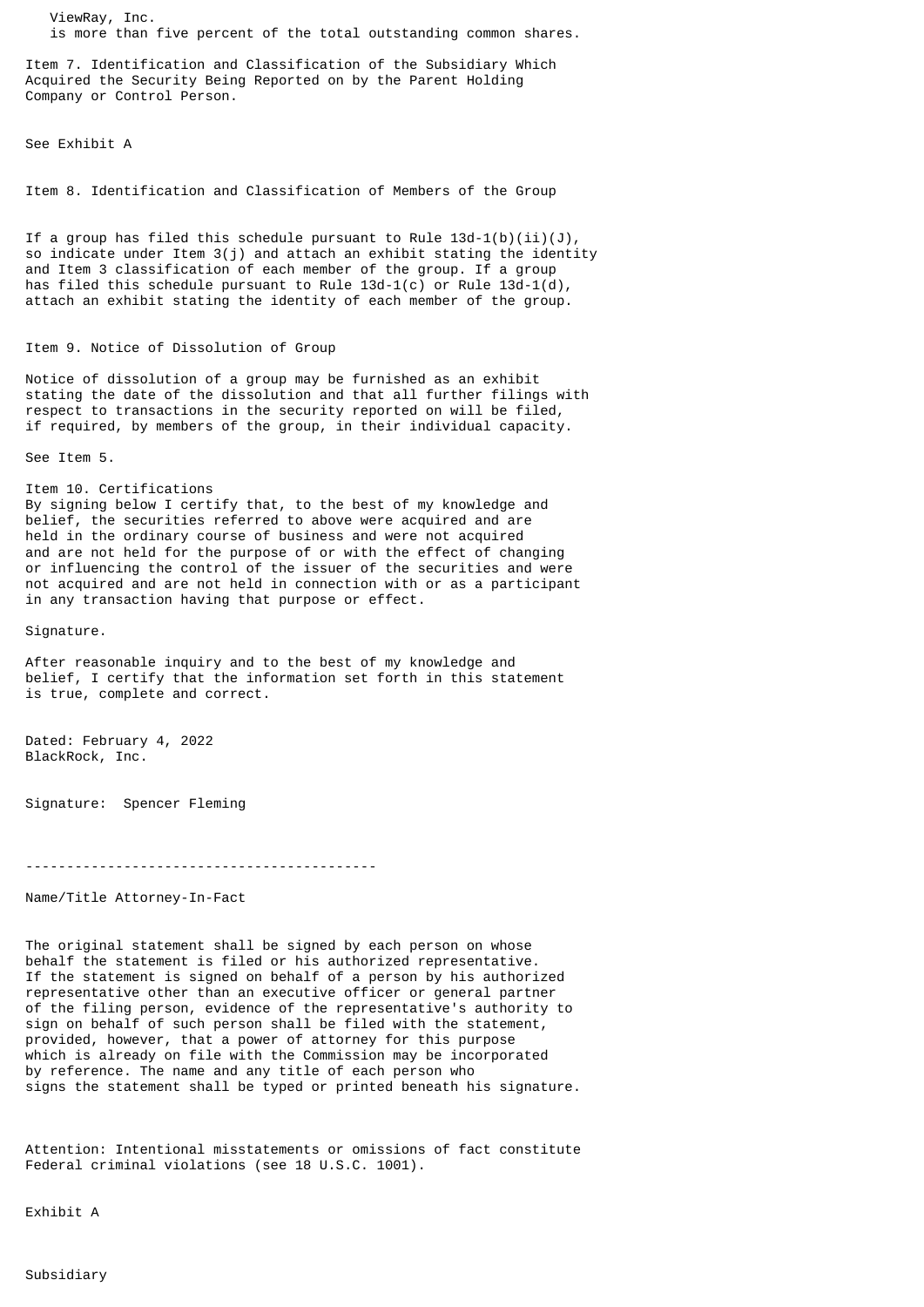ViewRay, Inc.
is more than five percent of the total outstanding common shares.

Item 7. Identification and Classification of the Subsidiary Which Acquired the Security Being Reported on by the Parent Holding Company or Control Person.

See Exhibit A

Item 8. Identification and Classification of Members of the Group

If a group has filed this schedule pursuant to Rule 13d-1(b)(ii)(J), so indicate under Item 3(j) and attach an exhibit stating the identity and Item 3 classification of each member of the group. If a group has filed this schedule pursuant to Rule 13d-1(c) or Rule 13d-1(d), attach an exhibit stating the identity of each member of the group.

Item 9. Notice of Dissolution of Group

Notice of dissolution of a group may be furnished as an exhibit stating the date of the dissolution and that all further filings with respect to transactions in the security reported on will be filed, if required, by members of the group, in their individual capacity.

See Item 5.

Item 10. Certifications
By signing below I certify that, to the best of my knowledge and belief, the securities referred to above were acquired and are held in the ordinary course of business and were not acquired and are not held for the purpose of or with the effect of changing or influencing the control of the issuer of the securities and were not acquired and are not held in connection with or as a participant in any transaction having that purpose or effect.

Signature.

After reasonable inquiry and to the best of my knowledge and belief, I certify that the information set forth in this statement is true, complete and correct.

Dated: February 4, 2022
BlackRock, Inc.

Signature: Spencer Fleming

-------------------------------------------

Name/Title Attorney-In-Fact

The original statement shall be signed by each person on whose behalf the statement is filed or his authorized representative. If the statement is signed on behalf of a person by his authorized representative other than an executive officer or general partner of the filing person, evidence of the representative's authority to sign on behalf of such person shall be filed with the statement, provided, however, that a power of attorney for this purpose which is already on file with the Commission may be incorporated by reference. The name and any title of each person who signs the statement shall be typed or printed beneath his signature.

Attention: Intentional misstatements or omissions of fact constitute Federal criminal violations (see 18 U.S.C. 1001).

Exhibit A

Subsidiary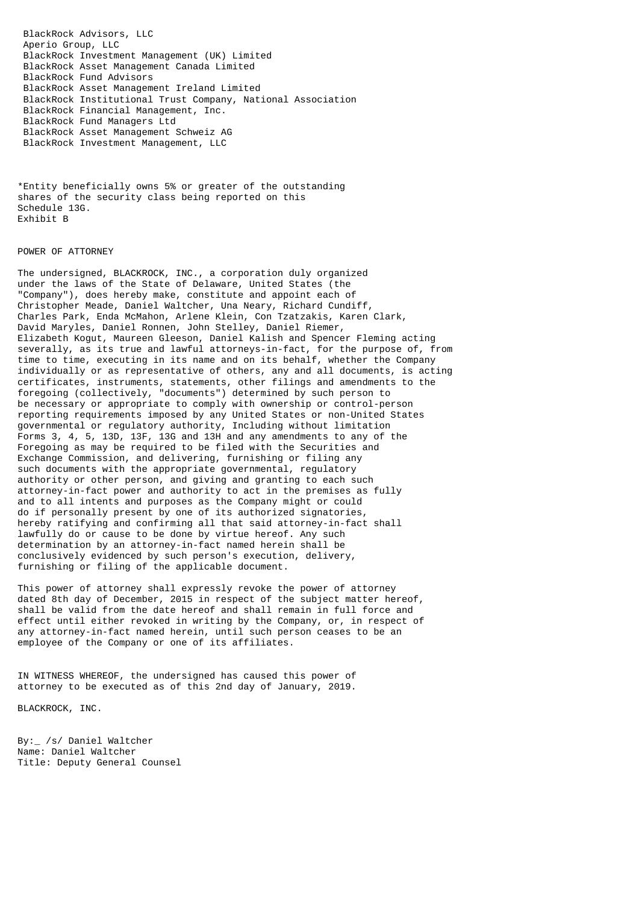BlackRock Advisors, LLC
Aperio Group, LLC
BlackRock Investment Management (UK) Limited
BlackRock Asset Management Canada Limited
BlackRock Fund Advisors
BlackRock Asset Management Ireland Limited
BlackRock Institutional Trust Company, National Association
BlackRock Financial Management, Inc.
BlackRock Fund Managers Ltd
BlackRock Asset Management Schweiz AG
BlackRock Investment Management, LLC

*Entity beneficially owns 5% or greater of the outstanding shares of the security class being reported on this Schedule 13G.

Exhibit B

POWER OF ATTORNEY

The undersigned, BLACKROCK, INC., a corporation duly organized under the laws of the State of Delaware, United States (the "Company"), does hereby make, constitute and appoint each of Christopher Meade, Daniel Waltcher, Una Neary, Richard Cundiff, Charles Park, Enda McMahon, Arlene Klein, Con Tzatzakis, Karen Clark, David Maryles, Daniel Ronnen, John Stelley, Daniel Riemer, Elizabeth Kogut, Maureen Gleeson, Daniel Kalish and Spencer Fleming acting severally, as its true and lawful attorneys-in-fact, for the purpose of, from time to time, executing in its name and on its behalf, whether the Company individually or as representative of others, any and all documents, is acting certificates, instruments, statements, other filings and amendments to the foregoing (collectively, "documents") determined by such person to be necessary or appropriate to comply with ownership or control-person reporting requirements imposed by any United States or non-United States governmental or regulatory authority, Including without limitation Forms 3, 4, 5, 13D, 13F, 13G and 13H and any amendments to any of the Foregoing as may be required to be filed with the Securities and Exchange Commission, and delivering, furnishing or filing any such documents with the appropriate governmental, regulatory authority or other person, and giving and granting to each such attorney-in-fact power and authority to act in the premises as fully and to all intents and purposes as the Company might or could do if personally present by one of its authorized signatories, hereby ratifying and confirming all that said attorney-in-fact shall lawfully do or cause to be done by virtue hereof. Any such determination by an attorney-in-fact named herein shall be conclusively evidenced by such person's execution, delivery, furnishing or filing of the applicable document.

This power of attorney shall expressly revoke the power of attorney dated 8th day of December, 2015 in respect of the subject matter hereof, shall be valid from the date hereof and shall remain in full force and effect until either revoked in writing by the Company, or, in respect of any attorney-in-fact named herein, until such person ceases to be an employee of the Company or one of its affiliates.

IN WITNESS WHEREOF, the undersigned has caused this power of attorney to be executed as of this 2nd day of January, 2019.

BLACKROCK, INC.

By:_ /s/ Daniel Waltcher
Name: Daniel Waltcher
Title: Deputy General Counsel